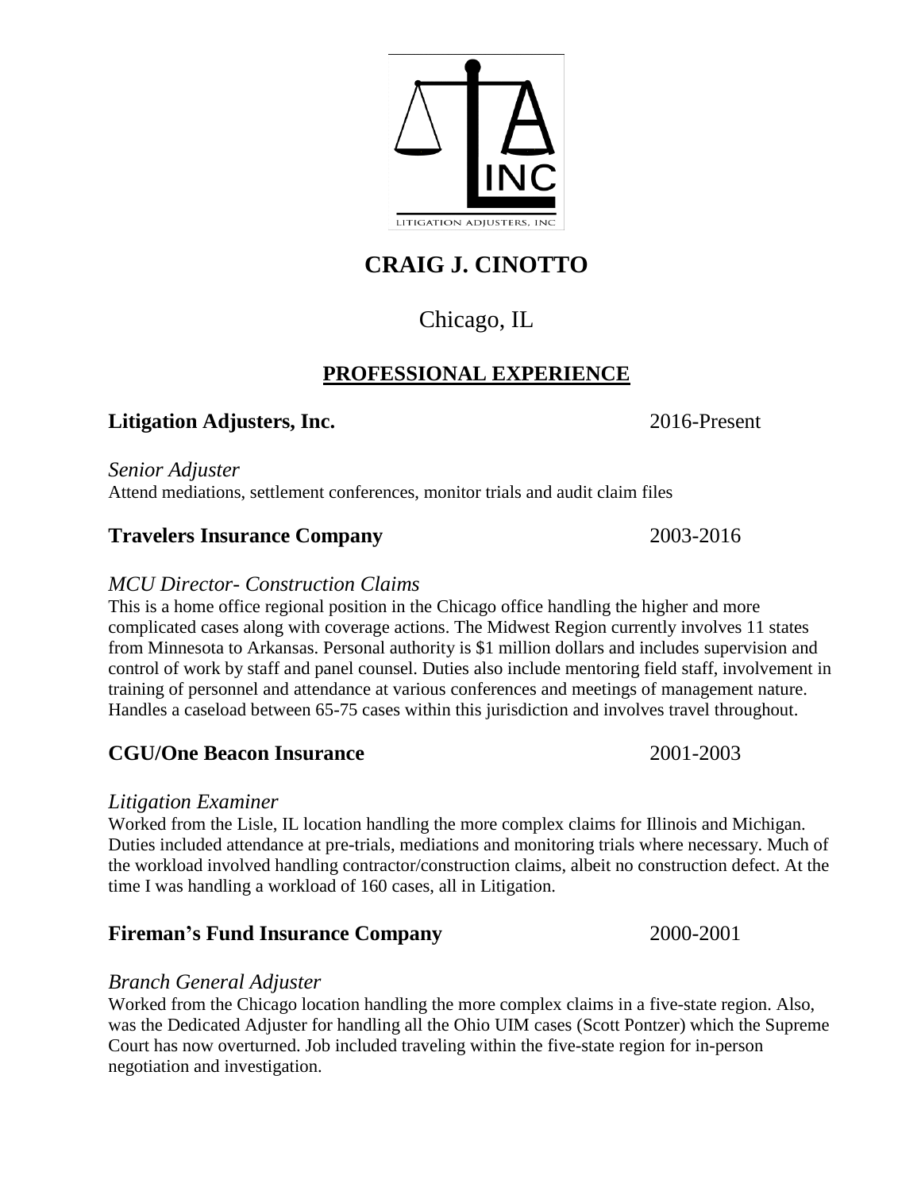LITIGATION ADJUSTERS, INC

# CRAIG J. CINOTTO

Chicago, IL

## PROFESSIONAL EXPERIENCE

### Litigation Adjusters, Inc. 2016-Present

*Senior Adjuster*
Attend mediations, settlement conferences, monitor trials and audit claim files

### Travelers Insurance Company 2003-2016

*MCU Director- Construction Claims*
This is a home office regional position in the Chicago office handling the higher and more complicated cases along with coverage actions. The Midwest Region currently involves 11 states from Minnesota to Arkansas. Personal authority is $1 million dollars and includes supervision and control of work by staff and panel counsel. Duties also include mentoring field staff, involvement in training of personnel and attendance at various conferences and meetings of management nature. Handles a caseload between 65-75 cases within this jurisdiction and involves travel throughout.

### CGU/One Beacon Insurance 2001-2003

*Litigation Examiner*
Worked from the Lisle, IL location handling the more complex claims for Illinois and Michigan. Duties included attendance at pre-trials, mediations and monitoring trials where necessary. Much of the workload involved handling contractor/construction claims, albeit no construction defect. At the time I was handling a workload of 160 cases, all in Litigation.

### Fireman's Fund Insurance Company 2000-2001

*Branch General Adjuster*
Worked from the Chicago location handling the more complex claims in a five-state region. Also, was the Dedicated Adjuster for handling all the Ohio UIM cases (Scott Pontzer) which the Supreme Court has now overturned. Job included traveling within the five-state region for in-person negotiation and investigation.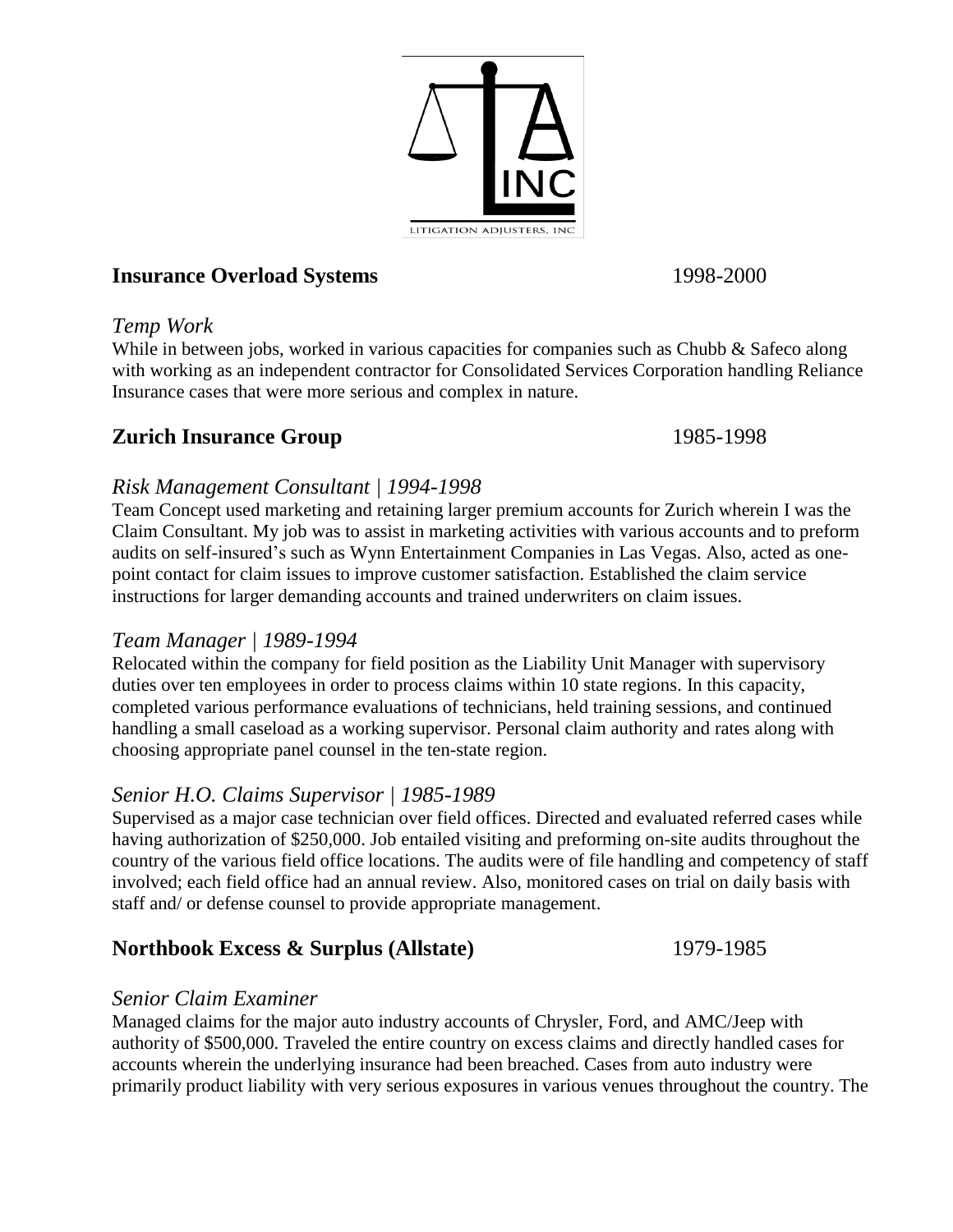## Insurance Overload Systems 1998-2000

*Temp Work*

While in between jobs, worked in various capacities for companies such as Chubb & Safeco along with working as an independent contractor for Consolidated Services Corporation handling Reliance Insurance cases that were more serious and complex in nature.

## Zurich Insurance Group 1985-1998

*Risk Management Consultant | 1994-1998*

Team Concept used marketing and retaining larger premium accounts for Zurich wherein I was the Claim Consultant. My job was to assist in marketing activities with various accounts and to preform audits on self-insured's such as Wynn Entertainment Companies in Las Vegas. Also, acted as one-point contact for claim issues to improve customer satisfaction. Established the claim service instructions for larger demanding accounts and trained underwriters on claim issues.

*Team Manager | 1989-1994*

Relocated within the company for field position as the Liability Unit Manager with supervisory duties over ten employees in order to process claims within 10 state regions. In this capacity, completed various performance evaluations of technicians, held training sessions, and continued handling a small caseload as a working supervisor. Personal claim authority and rates along with choosing appropriate panel counsel in the ten-state region.

*Senior H.O. Claims Supervisor | 1985-1989*

Supervised as a major case technician over field offices. Directed and evaluated referred cases while having authorization of $250,000. Job entailed visiting and preforming on-site audits throughout the country of the various field office locations. The audits were of file handling and competency of staff involved; each field office had an annual review. Also, monitored cases on trial on daily basis with staff and/ or defense counsel to provide appropriate management.

## Northbook Excess & Surplus (Allstate) 1979-1985

*Senior Claim Examiner*

Managed claims for the major auto industry accounts of Chrysler, Ford, and AMC/Jeep with authority of $500,000. Traveled the entire country on excess claims and directly handled cases for accounts wherein the underlying insurance had been breached. Cases from auto industry were primarily product liability with very serious exposures in various venues throughout the country. The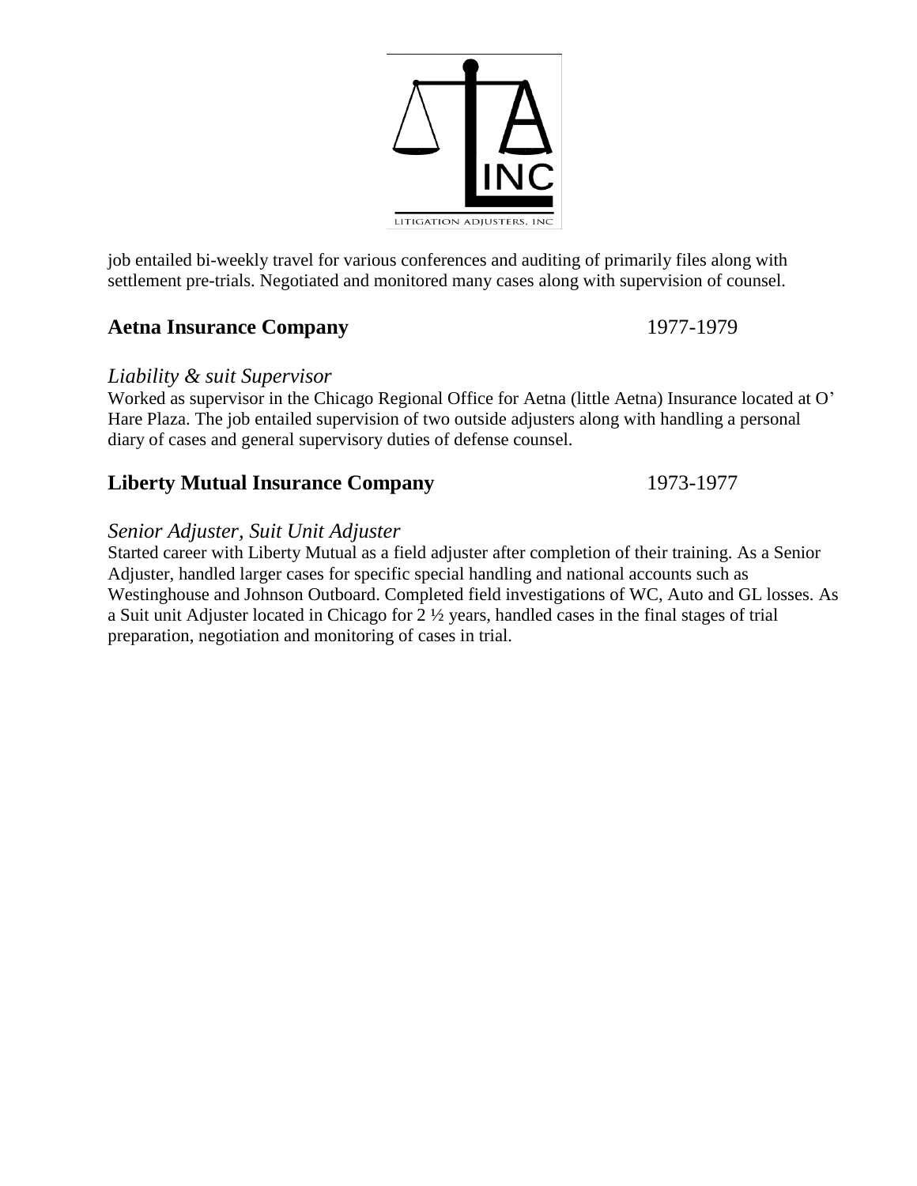job entailed bi-weekly travel for various conferences and auditing of primarily files along with settlement pre-trials. Negotiated and monitored many cases along with supervision of counsel.

## Aetna Insurance Company 1977-1979

*Liability & suit Supervisor*

Worked as supervisor in the Chicago Regional Office for Aetna (little Aetna) Insurance located at O' Hare Plaza. The job entailed supervision of two outside adjusters along with handling a personal diary of cases and general supervisory duties of defense counsel.

## Liberty Mutual Insurance Company 1973-1977

*Senior Adjuster, Suit Unit Adjuster*

Started career with Liberty Mutual as a field adjuster after completion of their training. As a Senior Adjuster, handled larger cases for specific special handling and national accounts such as Westinghouse and Johnson Outboard. Completed field investigations of WC, Auto and GL losses. As a Suit unit Adjuster located in Chicago for 2 ½ years, handled cases in the final stages of trial preparation, negotiation and monitoring of cases in trial.